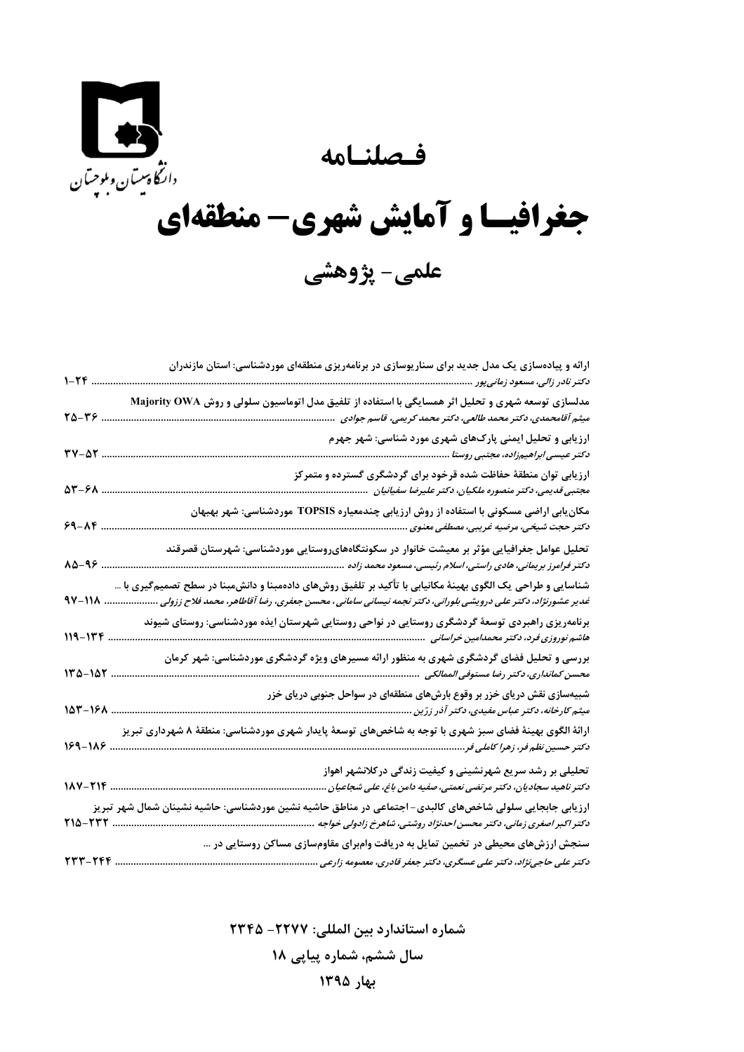دانشگاه سیستان و بلوچستان

# فصلنامه

# جغرافیا و آمایش شهری- منطقه‌ای

## علمی- پژوهشی

**ارائه و پیاده‌سازی یک مدل جدید برای سناریوسازی در برنامه‌ریزی منطقه‌ای موردشناسی: استان مازندران**
*دکتر نادر زالی، مسعود زمانی‌پور* ........ ۱-۲۴

**مدلسازی توسعه شهری و تحلیل اثر همسایگی با استفاده از تلفیق مدل اتوماسیون سلولی و روش Majority OWA**
*میثم آقامحمدی، دکتر محمد طالعی، دکتر محمد کریمی، قاسم جوادی* ........ ۲۵-۳۶

**ارزیابی و تحلیل ایمنی پارک‌های شهری مورد شناسی: شهر جهرم**
*دکتر عیسی ابراهیم‌زاده، مجتبی روستا* ........ ۳۷-۵۲

**ارزیابی توان منطقهٔ حفاظت شده قرخود برای گردشگری گسترده و متمرکز**
*مجتبی قدیمی، دکتر منصوره ملکیان، دکتر علیرضا سفیانیان* ........ ۵۳-۶۸

**مکان‌یابی اراضی مسکونی با استفاده از روش ارزیابی چندمعیاره TOPSIS موردشناسی: شهر بهبهان**
*دکتر حجت شیخی، مرضیه غریبی، مصطفی معنوی* ........ ۶۹-۸۴

**تحلیل عوامل جغرافیایی مؤثر بر معیشت خانوار در سکونتگاه‌های‌روستایی موردشناسی: شهرستان قصرقند**
*دکتر فرامرز بریمانی، هادی راستی، اسلام رئیسی، مسعود محمد زاده* ........ ۸۵-۹۶

**شناسایی و طراحی یک الگوی بهینهٔ مکانیابی با تأکید بر تلفیق روش‌های داده‌مبنا و دانش‌مبنا در سطح تصمیم‌گیری با ...**
*غدیر عشورنژاد، دکتر علی درویشی بلورانی، دکتر نجمه نیسانی سامانی، محسن جعفری، رضا آقاطاهر، محمد فلاح ززولی* ........ ۹۷-۱۱۸

**برنامه‌ریزی راهبردی توسعهٔ گردشگری روستایی در نواحی روستایی شهرستان ایذه موردشناسی: روستای شیوند**
*هاشم نوروزی‌فرد، دکتر محمدامین خراسانی* ........ ۱۱۹-۱۳۴

**بررسی و تحلیل فضای گردشگری شهری به منظور ارائه مسیرهای ویژه گردشگری موردشناسی: شهر کرمان**
*محسن کمانداری، دکتر رضا مستوفی الممالکی* ........ ۱۳۵-۱۵۲

**شبیه‌سازی نقش دریای خزر بر وقوع بارش‌های منطقه‌ای در سواحل جنوبی دریای خزر**
*میثم کارخانه، دکتر عباس مفیدی، دکتر آذر زرّین* ........ ۱۵۳-۱۶۸

**ارائهٔ الگوی بهینهٔ فضای سبز شهری با توجه به شاخص‌های توسعهٔ پایدار شهری موردشناسی: منطقهٔ ۸ شهرداری تبریز**
*دکتر حسین نظم‌فر، زهرا کاملی‌فر* ........ ۱۶۹-۱۸۶

**تحلیلی بر رشد سریع شهرنشینی و کیفیت زندگی درکلانشهر اهواز**
*دکتر ناهید سجادیان، دکتر مرتضی نعمتی، صفیه دامن باغ، علی شجاعیان* ........ ۱۸۷-۲۱۴

**ارزیابی جابجایی سلولی شاخص‌های کالبدی- اجتماعی در مناطق حاشیه نشین موردشناسی: حاشیه نشینان شمال شهر تبریز**
*دکتر اکبر اصغری زمانی، دکتر محسن احدنژاد روشتی، شاهرخ زادولی خواجه* ........ ۲۱۵-۲۳۲

**سنجش ارزش‌های محیطی در تخمین تمایل به دریافت وام‌برای مقاوم‌سازی مساکن روستایی در ...**
*دکتر علی حاجی‌نژاد، دکتر علی عسگری، دکتر جعفر قادری، معصومه زارعی* ........ ۲۳۳-۲۴۴

**شماره استاندارد بین المللی: ۲۲۷۷- ۲۳۴۵**

**سال ششم، شماره پیاپی ۱۸**

**بهار ۱۳۹۵**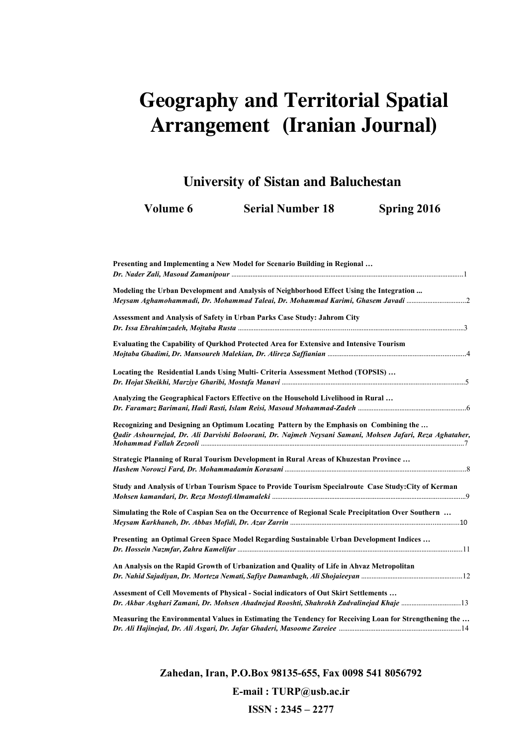# Geography and Territorial Spatial Arrangement (Iranian Journal)

## University of Sistan and Baluchestan

**Volume 6** **Serial Number 18** **Spring 2016**

**Presenting and Implementing a New Model for Scenario Building in Regional …**
***Dr. Nader Zali, Masoud Zamanipour*** ........................................................................................................................1

**Modeling the Urban Development and Analysis of Neighborhood Effect Using the Integration ...**
***Meysam Aghamohammadi, Dr. Mohammad Taleai, Dr. Mohammad Karimi, Ghasem Javadi*** ..................................2

**Assessment and Analysis of Safety in Urban Parks Case Study: Jahrom City**
***Dr. Issa Ebrahimzadeh, Mojtaba Rusta*** ........................................................................................................................3

**Evaluating the Capability of Qurkhod Protected Area for Extensive and Intensive Tourism**
***Mojtaba Ghadimi, Dr. Mansoureh Malekian, Dr. Alireza Saffianian*** ...............................................................................4

**Locating the Residential Lands Using Multi- Criteria Assessment Method (TOPSIS) …**
***Dr. Hojat Sheikhi, Marziye Gharibi, Mostafa Manavi*** .......................................................................................................5

**Analyzing the Geographical Factors Effective on the Household Livelihood in Rural …**
***Dr. Faramarz Barimani, Hadi Rasti, Islam Reisi, Masoud Mohammad-Zadeh*** ..............................................................6

**Recognizing and Designing an Optimum Locating Pattern by the Emphasis on Combining the …**
***Qadir Ashournejad, Dr. Ali Darvishi Boloorani, Dr. Najmeh Neysani Samani, Mohsen Jafari, Reza Aghataher, Mohammad Fallah Zezooli*** ........................................................................................................................7

**Strategic Planning of Rural Tourism Development in Rural Areas of Khuzestan Province …**
***Hashem Norouzi Fard, Dr. Mohammadamin Korasani*** .......................................................................................................8

**Study and Analysis of Urban Tourism Space to Provide Tourism Specialroute Case Study:City of Kerman**
***Mohsen kamandari, Dr. Reza MostofiAlmamaleki*** ..............................................................................................................9

**Simulating the Role of Caspian Sea on the Occurrence of Regional Scale Precipitation Over Southern …**
***Meysam Karkhaneh, Dr. Abbas Mofidi, Dr. Azar Zarrin*** ..................................................................................................10

**Presenting an Optimal Green Space Model Regarding Sustainable Urban Development Indices …**
***Dr. Hossein Nazmfar, Zahra Kamelifar*** .............................................................................................................................11

**An Analysis on the Rapid Growth of Urbanization and Quality of Life in Ahvaz Metropolitan**
***Dr. Nahid Sajadiyan, Dr. Morteza Nemati, Safiye Damanbagh, Ali Shojaieeyan*** .........................................................12

**Assesment of Cell Movements of Physical - Social indicators of Out Skirt Settlements …**
***Dr. Akbar Asghari Zamani, Dr. Mohsen Ahadnejad Rooshti, Shahrokh Zadvalinejad Khaje*** ..................................13

**Measuring the Environmental Values in Estimating the Tendency for Receiving Loan for Strengthening the …**
***Dr. Ali Hajinejad, Dr. Ali Asgari, Dr. Jafar Ghaderi, Masoome Zareiee*** .....................................................................14

**Zahedan, Iran, P.O.Box 98135-655, Fax 0098 541 8056792**

**E-mail : TURP@usb.ac.ir**

**ISSN : 2345 – 2277**